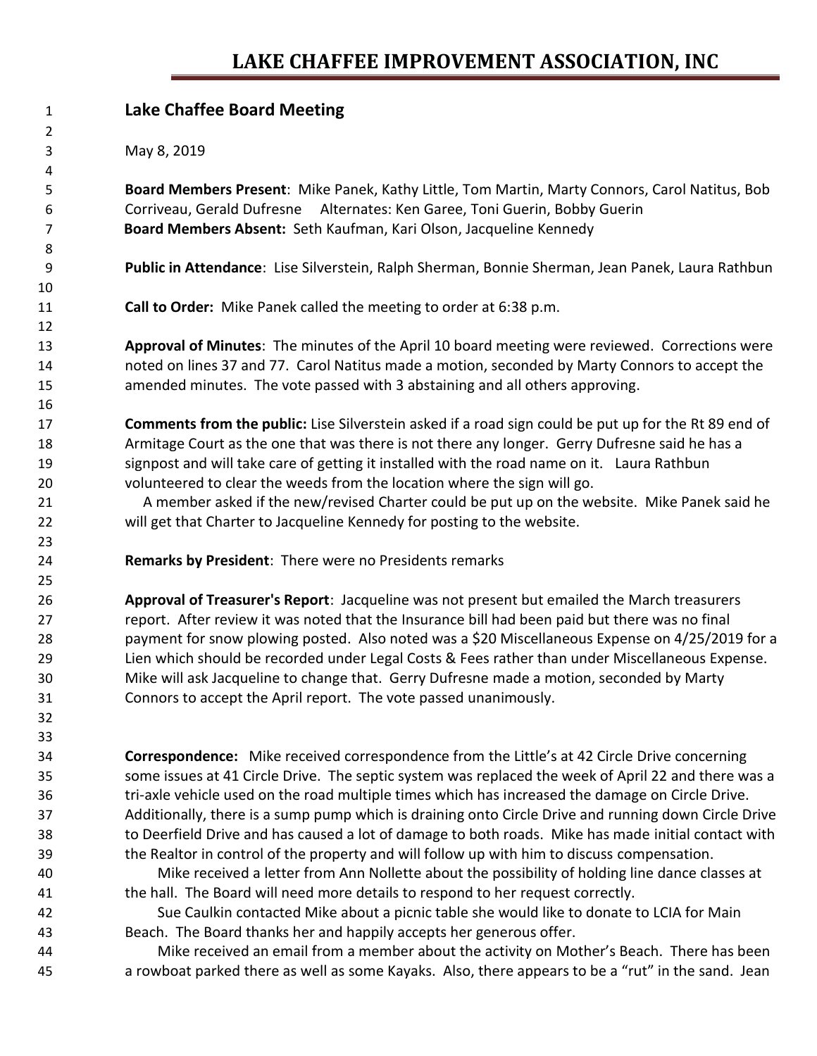# LAKE CHAFFEE IMPROVEMENT ASSOCIATION, INC

## Lake Chaffee Board Meeting

May 8, 2019

**Board Members Present**: Mike Panek, Kathy Little, Tom Martin, Marty Connors, Carol Natitus, Bob Corriveau, Gerald Dufresne Alternates: Ken Garee, Toni Guerin, Bobby Guerin
**Board Members Absent:** Seth Kaufman, Kari Olson, Jacqueline Kennedy

**Public in Attendance**: Lise Silverstein, Ralph Sherman, Bonnie Sherman, Jean Panek, Laura Rathbun

**Call to Order:** Mike Panek called the meeting to order at 6:38 p.m.

**Approval of Minutes**: The minutes of the April 10 board meeting were reviewed. Corrections were noted on lines 37 and 77. Carol Natitus made a motion, seconded by Marty Connors to accept the amended minutes. The vote passed with 3 abstaining and all others approving.

**Comments from the public:** Lise Silverstein asked if a road sign could be put up for the Rt 89 end of Armitage Court as the one that was there is not there any longer. Gerry Dufresne said he has a signpost and will take care of getting it installed with the road name on it. Laura Rathbun volunteered to clear the weeds from the location where the sign will go.

A member asked if the new/revised Charter could be put up on the website. Mike Panek said he will get that Charter to Jacqueline Kennedy for posting to the website.

**Remarks by President**: There were no Presidents remarks

**Approval of Treasurer's Report**: Jacqueline was not present but emailed the March treasurers report. After review it was noted that the Insurance bill had been paid but there was no final payment for snow plowing posted. Also noted was a $20 Miscellaneous Expense on 4/25/2019 for a Lien which should be recorded under Legal Costs & Fees rather than under Miscellaneous Expense. Mike will ask Jacqueline to change that. Gerry Dufresne made a motion, seconded by Marty Connors to accept the April report. The vote passed unanimously.

**Correspondence:** Mike received correspondence from the Little's at 42 Circle Drive concerning some issues at 41 Circle Drive. The septic system was replaced the week of April 22 and there was a tri-axle vehicle used on the road multiple times which has increased the damage on Circle Drive. Additionally, there is a sump pump which is draining onto Circle Drive and running down Circle Drive to Deerfield Drive and has caused a lot of damage to both roads. Mike has made initial contact with the Realtor in control of the property and will follow up with him to discuss compensation.

Mike received a letter from Ann Nollette about the possibility of holding line dance classes at the hall. The Board will need more details to respond to her request correctly.

Sue Caulkin contacted Mike about a picnic table she would like to donate to LCIA for Main Beach. The Board thanks her and happily accepts her generous offer.

Mike received an email from a member about the activity on Mother's Beach. There has been a rowboat parked there as well as some Kayaks. Also, there appears to be a "rut" in the sand. Jean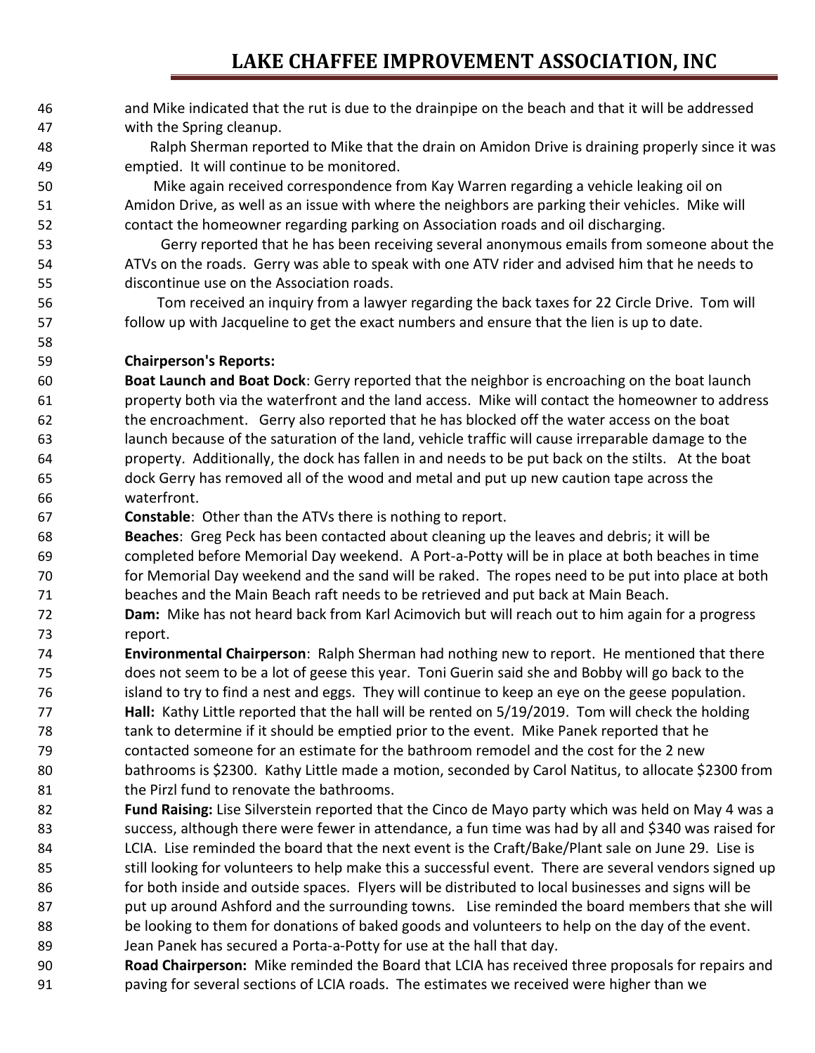and Mike indicated that the rut is due to the drainpipe on the beach and that it will be addressed with the Spring cleanup.

Ralph Sherman reported to Mike that the drain on Amidon Drive is draining properly since it was emptied. It will continue to be monitored.

Mike again received correspondence from Kay Warren regarding a vehicle leaking oil on Amidon Drive, as well as an issue with where the neighbors are parking their vehicles. Mike will contact the homeowner regarding parking on Association roads and oil discharging.

Gerry reported that he has been receiving several anonymous emails from someone about the ATVs on the roads. Gerry was able to speak with one ATV rider and advised him that he needs to discontinue use on the Association roads.

Tom received an inquiry from a lawyer regarding the back taxes for 22 Circle Drive. Tom will follow up with Jacqueline to get the exact numbers and ensure that the lien is up to date.

**Chairperson's Reports:**

**Boat Launch and Boat Dock**: Gerry reported that the neighbor is encroaching on the boat launch property both via the waterfront and the land access. Mike will contact the homeowner to address the encroachment. Gerry also reported that he has blocked off the water access on the boat launch because of the saturation of the land, vehicle traffic will cause irreparable damage to the property. Additionally, the dock has fallen in and needs to be put back on the stilts. At the boat dock Gerry has removed all of the wood and metal and put up new caution tape across the waterfront.

**Constable**: Other than the ATVs there is nothing to report.

**Beaches**: Greg Peck has been contacted about cleaning up the leaves and debris; it will be completed before Memorial Day weekend. A Port-a-Potty will be in place at both beaches in time for Memorial Day weekend and the sand will be raked. The ropes need to be put into place at both beaches and the Main Beach raft needs to be retrieved and put back at Main Beach.

**Dam:** Mike has not heard back from Karl Acimovich but will reach out to him again for a progress report.

**Environmental Chairperson**: Ralph Sherman had nothing new to report. He mentioned that there does not seem to be a lot of geese this year. Toni Guerin said she and Bobby will go back to the island to try to find a nest and eggs. They will continue to keep an eye on the geese population.

**Hall:** Kathy Little reported that the hall will be rented on 5/19/2019. Tom will check the holding tank to determine if it should be emptied prior to the event. Mike Panek reported that he contacted someone for an estimate for the bathroom remodel and the cost for the 2 new bathrooms is $2300. Kathy Little made a motion, seconded by Carol Natitus, to allocate $2300 from the Pirzl fund to renovate the bathrooms.

**Fund Raising:** Lise Silverstein reported that the Cinco de Mayo party which was held on May 4 was a success, although there were fewer in attendance, a fun time was had by all and $340 was raised for LCIA. Lise reminded the board that the next event is the Craft/Bake/Plant sale on June 29. Lise is still looking for volunteers to help make this a successful event. There are several vendors signed up for both inside and outside spaces. Flyers will be distributed to local businesses and signs will be put up around Ashford and the surrounding towns. Lise reminded the board members that she will be looking to them for donations of baked goods and volunteers to help on the day of the event. Jean Panek has secured a Porta-a-Potty for use at the hall that day.

**Road Chairperson:** Mike reminded the Board that LCIA has received three proposals for repairs and paving for several sections of LCIA roads. The estimates we received were higher than we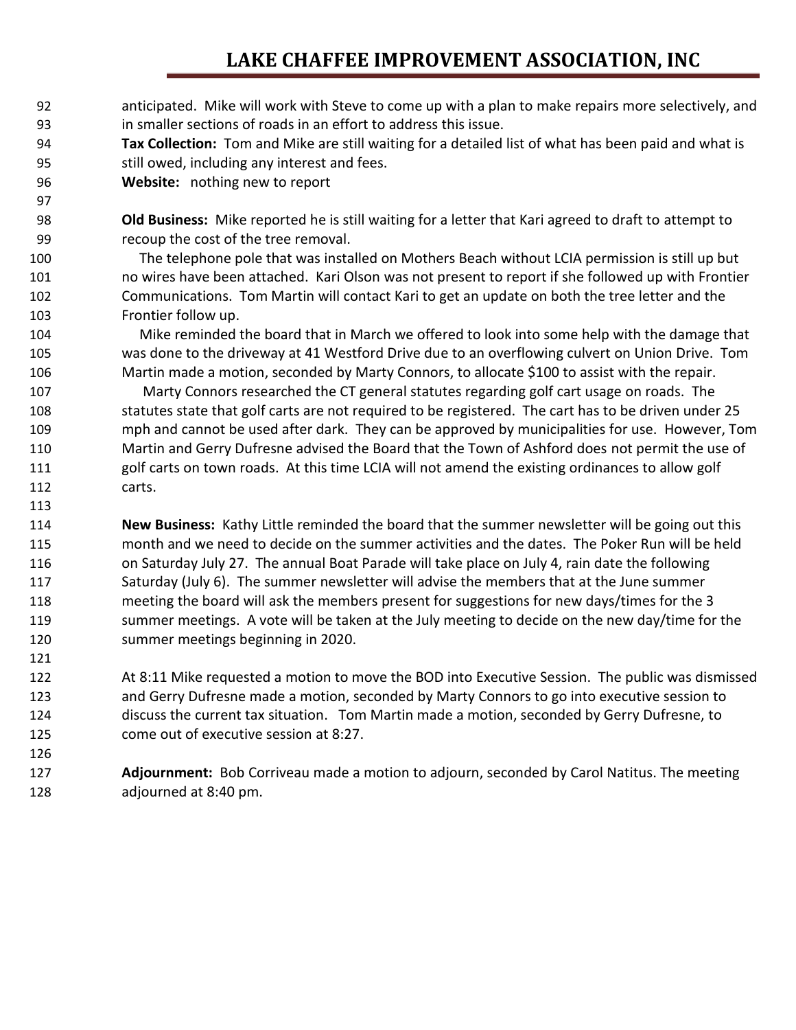anticipated. Mike will work with Steve to come up with a plan to make repairs more selectively, and in smaller sections of roads in an effort to address this issue.

**Tax Collection:** Tom and Mike are still waiting for a detailed list of what has been paid and what is still owed, including any interest and fees.

**Website:** nothing new to report

**Old Business:** Mike reported he is still waiting for a letter that Kari agreed to draft to attempt to recoup the cost of the tree removal.

The telephone pole that was installed on Mothers Beach without LCIA permission is still up but no wires have been attached. Kari Olson was not present to report if she followed up with Frontier Communications. Tom Martin will contact Kari to get an update on both the tree letter and the Frontier follow up.

Mike reminded the board that in March we offered to look into some help with the damage that was done to the driveway at 41 Westford Drive due to an overflowing culvert on Union Drive. Tom Martin made a motion, seconded by Marty Connors, to allocate $100 to assist with the repair.

Marty Connors researched the CT general statutes regarding golf cart usage on roads. The statutes state that golf carts are not required to be registered. The cart has to be driven under 25 mph and cannot be used after dark. They can be approved by municipalities for use. However, Tom Martin and Gerry Dufresne advised the Board that the Town of Ashford does not permit the use of golf carts on town roads. At this time LCIA will not amend the existing ordinances to allow golf carts.

**New Business:** Kathy Little reminded the board that the summer newsletter will be going out this month and we need to decide on the summer activities and the dates. The Poker Run will be held on Saturday July 27. The annual Boat Parade will take place on July 4, rain date the following Saturday (July 6). The summer newsletter will advise the members that at the June summer meeting the board will ask the members present for suggestions for new days/times for the 3 summer meetings. A vote will be taken at the July meeting to decide on the new day/time for the summer meetings beginning in 2020.

At 8:11 Mike requested a motion to move the BOD into Executive Session. The public was dismissed and Gerry Dufresne made a motion, seconded by Marty Connors to go into executive session to discuss the current tax situation. Tom Martin made a motion, seconded by Gerry Dufresne, to come out of executive session at 8:27.

**Adjournment:** Bob Corriveau made a motion to adjourn, seconded by Carol Natitus. The meeting adjourned at 8:40 pm.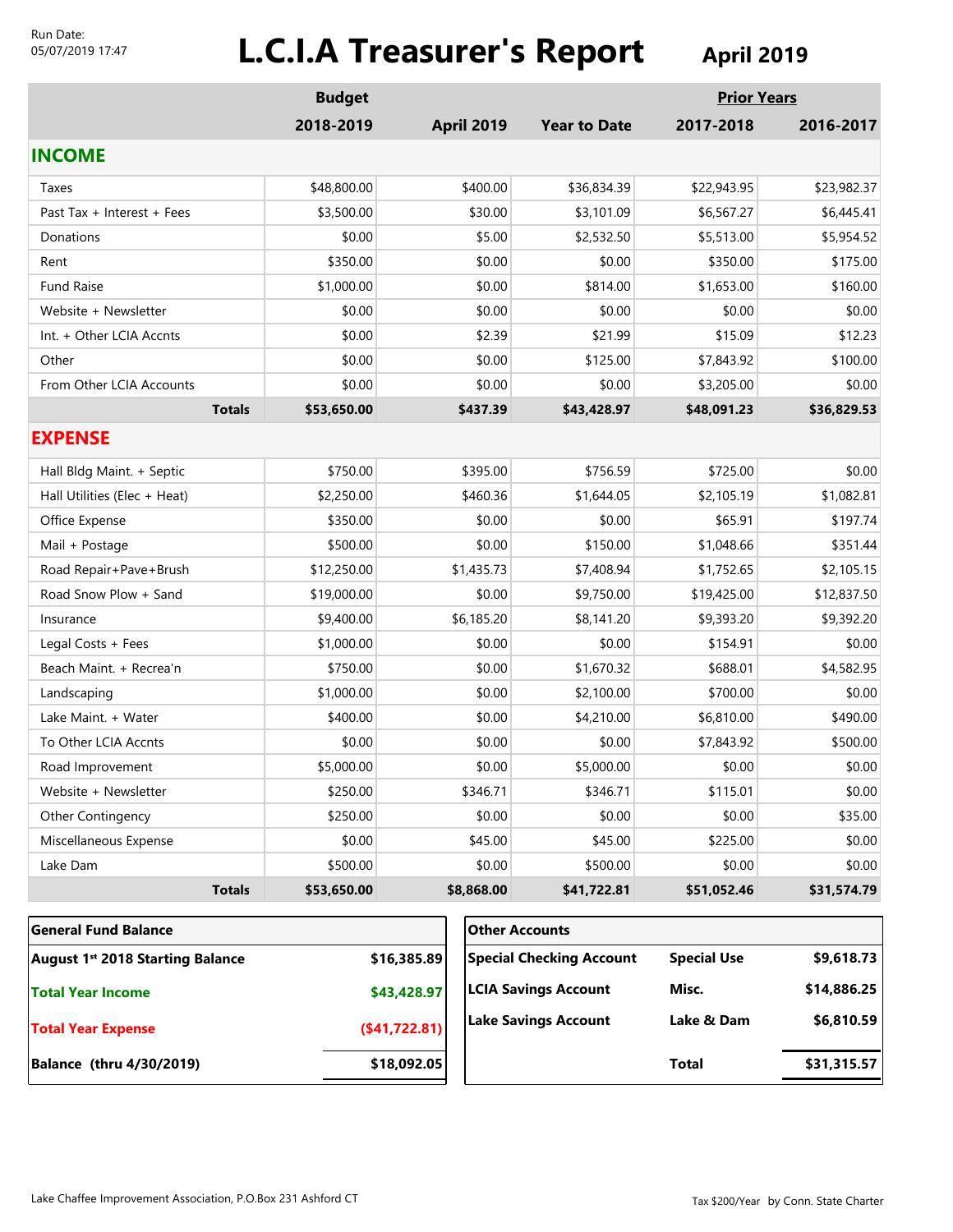Run Date:
05/07/2019 17:47

# L.C.I.A Treasurer's Report

## April 2019

| | Budget 2018-2019 | April 2019 | Year to Date | Prior Years 2017-2018 | 2016-2017 |
|---|---|---|---|---|---|
| **INCOME** | | | | | |
| Taxes | $48,800.00 | $400.00 | $36,834.39 | $22,943.95 | $23,982.37 |
| Past Tax + Interest + Fees | $3,500.00 | $30.00 | $3,101.09 | $6,567.27 | $6,445.41 |
| Donations | $0.00 | $5.00 | $2,532.50 | $5,513.00 | $5,954.52 |
| Rent | $350.00 | $0.00 | $0.00 | $350.00 | $175.00 |
| Fund Raise | $1,000.00 | $0.00 | $814.00 | $1,653.00 | $160.00 |
| Website + Newsletter | $0.00 | $0.00 | $0.00 | $0.00 | $0.00 |
| Int. + Other LCIA Accnts | $0.00 | $2.39 | $21.99 | $15.09 | $12.23 |
| Other | $0.00 | $0.00 | $125.00 | $7,843.92 | $100.00 |
| From Other LCIA Accounts | $0.00 | $0.00 | $0.00 | $3,205.00 | $0.00 |
| **Totals** | **$53,650.00** | **$437.39** | **$43,428.97** | **$48,091.23** | **$36,829.53** |
| **EXPENSE** | | | | | |
| Hall Bldg Maint. + Septic | $750.00 | $395.00 | $756.59 | $725.00 | $0.00 |
| Hall Utilities (Elec + Heat) | $2,250.00 | $460.36 | $1,644.05 | $2,105.19 | $1,082.81 |
| Office Expense | $350.00 | $0.00 | $0.00 | $65.91 | $197.74 |
| Mail + Postage | $500.00 | $0.00 | $150.00 | $1,048.66 | $351.44 |
| Road Repair+Pave+Brush | $12,250.00 | $1,435.73 | $7,408.94 | $1,752.65 | $2,105.15 |
| Road Snow Plow + Sand | $19,000.00 | $0.00 | $9,750.00 | $19,425.00 | $12,837.50 |
| Insurance | $9,400.00 | $6,185.20 | $8,141.20 | $9,393.20 | $9,392.20 |
| Legal Costs + Fees | $1,000.00 | $0.00 | $0.00 | $154.91 | $0.00 |
| Beach Maint. + Recrea'n | $750.00 | $0.00 | $1,670.32 | $688.01 | $4,582.95 |
| Landscaping | $1,000.00 | $0.00 | $2,100.00 | $700.00 | $0.00 |
| Lake Maint. + Water | $400.00 | $0.00 | $4,210.00 | $6,810.00 | $490.00 |
| To Other LCIA Accnts | $0.00 | $0.00 | $0.00 | $7,843.92 | $500.00 |
| Road Improvement | $5,000.00 | $0.00 | $5,000.00 | $0.00 | $0.00 |
| Website + Newsletter | $250.00 | $346.71 | $346.71 | $115.01 | $0.00 |
| Other Contingency | $250.00 | $0.00 | $0.00 | $0.00 | $35.00 |
| Miscellaneous Expense | $0.00 | $45.00 | $45.00 | $225.00 | $0.00 |
| Lake Dam | $500.00 | $0.00 | $500.00 | $0.00 | $0.00 |
| **Totals** | **$53,650.00** | **$8,868.00** | **$41,722.81** | **$51,052.46** | **$31,574.79** |

| General Fund Balance | |
|---|---|
| **August 1st 2018 Starting Balance** | **$16,385.89** |
| **Total Year Income** | **$43,428.97** |
| **Total Year Expense** | **($41,722.81)** |
| **Balance (thru 4/30/2019)** | **$18,092.05** |

| Other Accounts | | |
|---|---|---|
| **Special Checking Account** | **Special Use** | **$9,618.73** |
| **LCIA Savings Account** | **Misc.** | **$14,886.25** |
| **Lake Savings Account** | **Lake & Dam** | **$6,810.59** |
| | **Total** | **$31,315.57** |

Lake Chaffee Improvement Association, P.O.Box 231 Ashford CT

Tax $200/Year by Conn. State Charter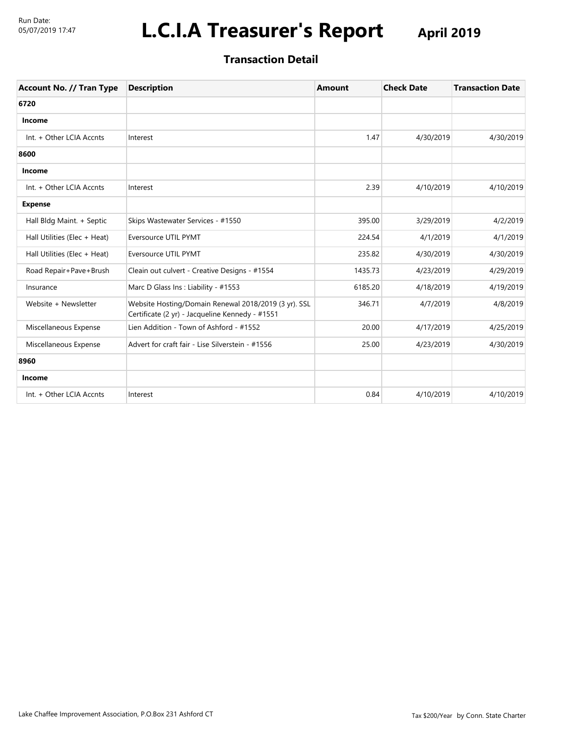Run Date:
05/07/2019 17:47

# L.C.I.A Treasurer's Report **April 2019**

## Transaction Detail

| Account No. // Tran Type | Description | Amount | Check Date | Transaction Date |
|---|---|---|---|---|
| **6720** | | | | |
| **Income** | | | | |
| Int. + Other LCIA Accnts | Interest | 1.47 | 4/30/2019 | 4/30/2019 |
| **8600** | | | | |
| **Income** | | | | |
| Int. + Other LCIA Accnts | Interest | 2.39 | 4/10/2019 | 4/10/2019 |
| **Expense** | | | | |
| Hall Bldg Maint. + Septic | Skips Wastewater Services - #1550 | 395.00 | 3/29/2019 | 4/2/2019 |
| Hall Utilities (Elec + Heat) | Eversource UTIL PYMT | 224.54 | 4/1/2019 | 4/1/2019 |
| Hall Utilities (Elec + Heat) | Eversource UTIL PYMT | 235.82 | 4/30/2019 | 4/30/2019 |
| Road Repair+Pave+Brush | Cleain out culvert - Creative Designs - #1554 | 1435.73 | 4/23/2019 | 4/29/2019 |
| Insurance | Marc D Glass Ins : Liability - #1553 | 6185.20 | 4/18/2019 | 4/19/2019 |
| Website + Newsletter | Website Hosting/Domain Renewal 2018/2019 (3 yr). SSL Certificate (2 yr) - Jacqueline Kennedy - #1551 | 346.71 | 4/7/2019 | 4/8/2019 |
| Miscellaneous Expense | Lien Addition - Town of Ashford - #1552 | 20.00 | 4/17/2019 | 4/25/2019 |
| Miscellaneous Expense | Advert for craft fair - Lise Silverstein - #1556 | 25.00 | 4/23/2019 | 4/30/2019 |
| **8960** | | | | |
| **Income** | | | | |
| Int. + Other LCIA Accnts | Interest | 0.84 | 4/10/2019 | 4/10/2019 |

Lake Chaffee Improvement Association, P.O.Box 231 Ashford CT

Tax $200/Year by Conn. State Charter